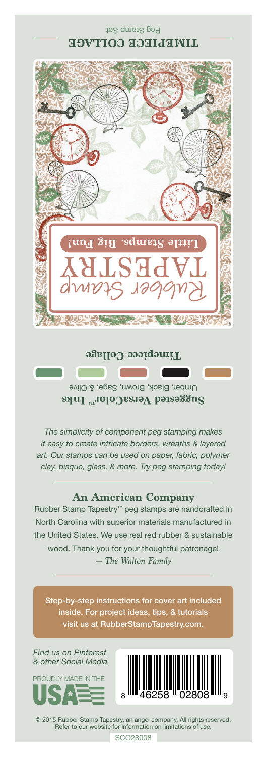# TIMEPIECE COLLAGE

Peg Stamp Set

Rubber Stamp TAPESTRY

**Little Stamps. Big Fun!**

**Timepiece Collage**

**Suggested VersaColor™ Inks**

Umber, Black, Brown, Sage, & Olive

*The simplicity of component peg stamping makes it easy to create intricate borders, wreaths & layered art. Our stamps can be used on paper, fabric, polymer clay, bisque, glass, & more. Try peg stamping today!*

## An American Company

Rubber Stamp Tapestry™ peg stamps are handcrafted in North Carolina with superior materials manufactured in the United States. We use real red rubber & sustainable wood. Thank you for your thoughtful patronage!

*— The Walton Family*

Step-by-step instructions for cover art included inside. For project ideas, tips, & tutorials visit us at RubberStampTapestry.com.

*Find us on Pinterest & other Social Media*

PROUDLY MADE IN THE USA

8 46258 02808 9

© 2015 Rubber Stamp Tapestry, an angel company. All rights reserved. Refer to our website for information on limitations of use.

SCO28008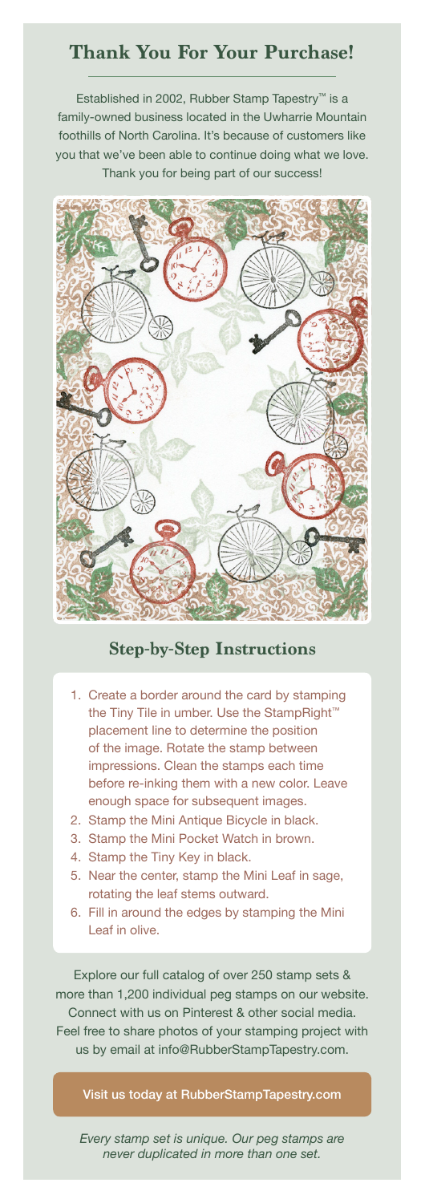## Thank You For Your Purchase!

Established in 2002, Rubber Stamp Tapestry™ is a family-owned business located in the Uwharrie Mountain foothills of North Carolina. It's because of customers like you that we've been able to continue doing what we love. Thank you for being part of our success!

## Step-by-Step Instructions

1. Create a border around the card by stamping the Tiny Tile in umber. Use the StampRight™ placement line to determine the position of the image. Rotate the stamp between impressions. Clean the stamps each time before re-inking them with a new color. Leave enough space for subsequent images.
2. Stamp the Mini Antique Bicycle in black.
3. Stamp the Mini Pocket Watch in brown.
4. Stamp the Tiny Key in black.
5. Near the center, stamp the Mini Leaf in sage, rotating the leaf stems outward.
6. Fill in around the edges by stamping the Mini Leaf in olive.

Explore our full catalog of over 250 stamp sets & more than 1,200 individual peg stamps on our website. Connect with us on Pinterest & other social media. Feel free to share photos of your stamping project with us by email at info@RubberStampTapestry.com.

Visit us today at RubberStampTapestry.com

*Every stamp set is unique. Our peg stamps are never duplicated in more than one set.*